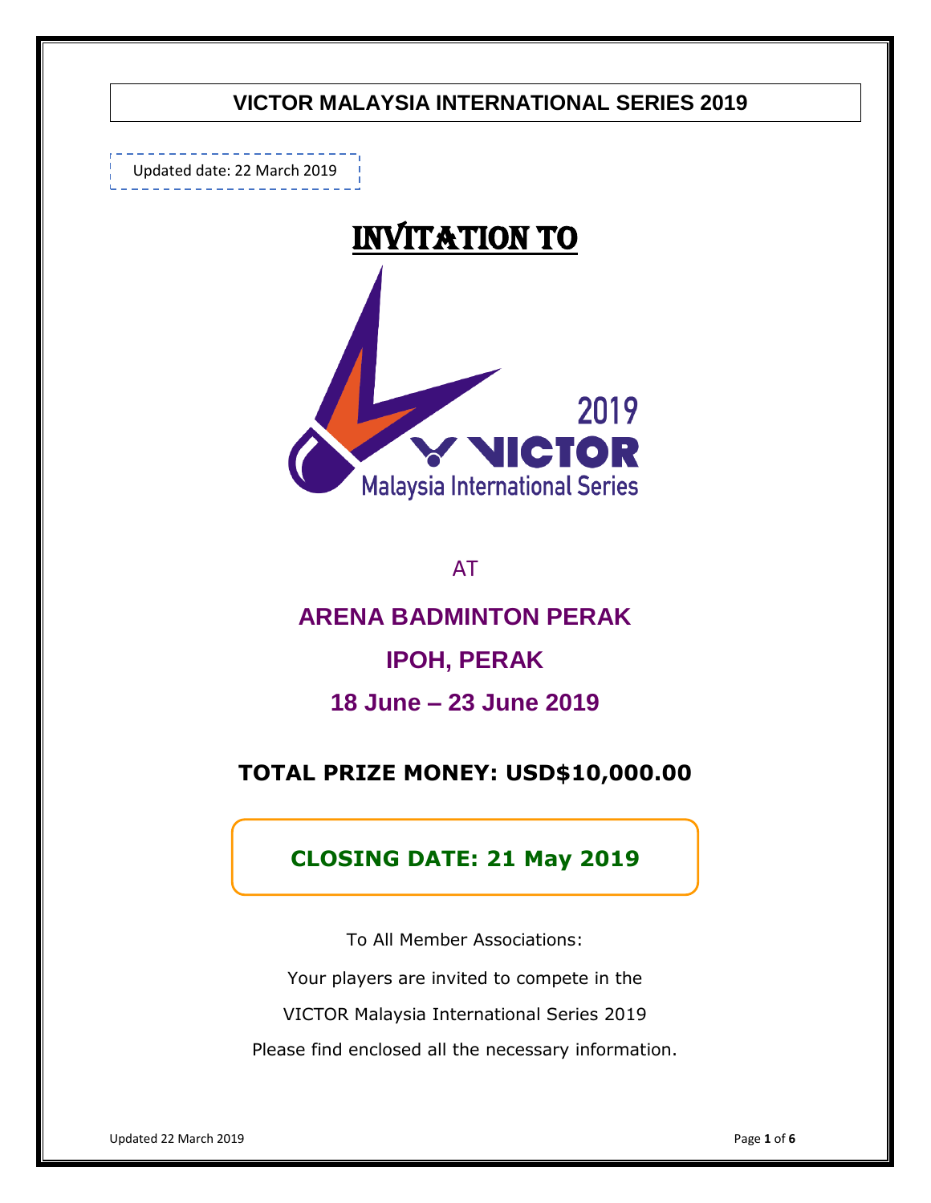# VICTOR MALAYSIA INTERNATIONAL SERIES 2019

Updated date: 22 March 2019

## INVITATION TO

2019
VICTOR
Malaysia International Series

AT

**ARENA BADMINTON PERAK**

**IPOH, PERAK**

**18 June – 23 June 2019**

**TOTAL PRIZE MONEY: USD$10,000.00**

**CLOSING DATE: 21 May 2019**

To All Member Associations:

Your players are invited to compete in the

VICTOR Malaysia International Series 2019

Please find enclosed all the necessary information.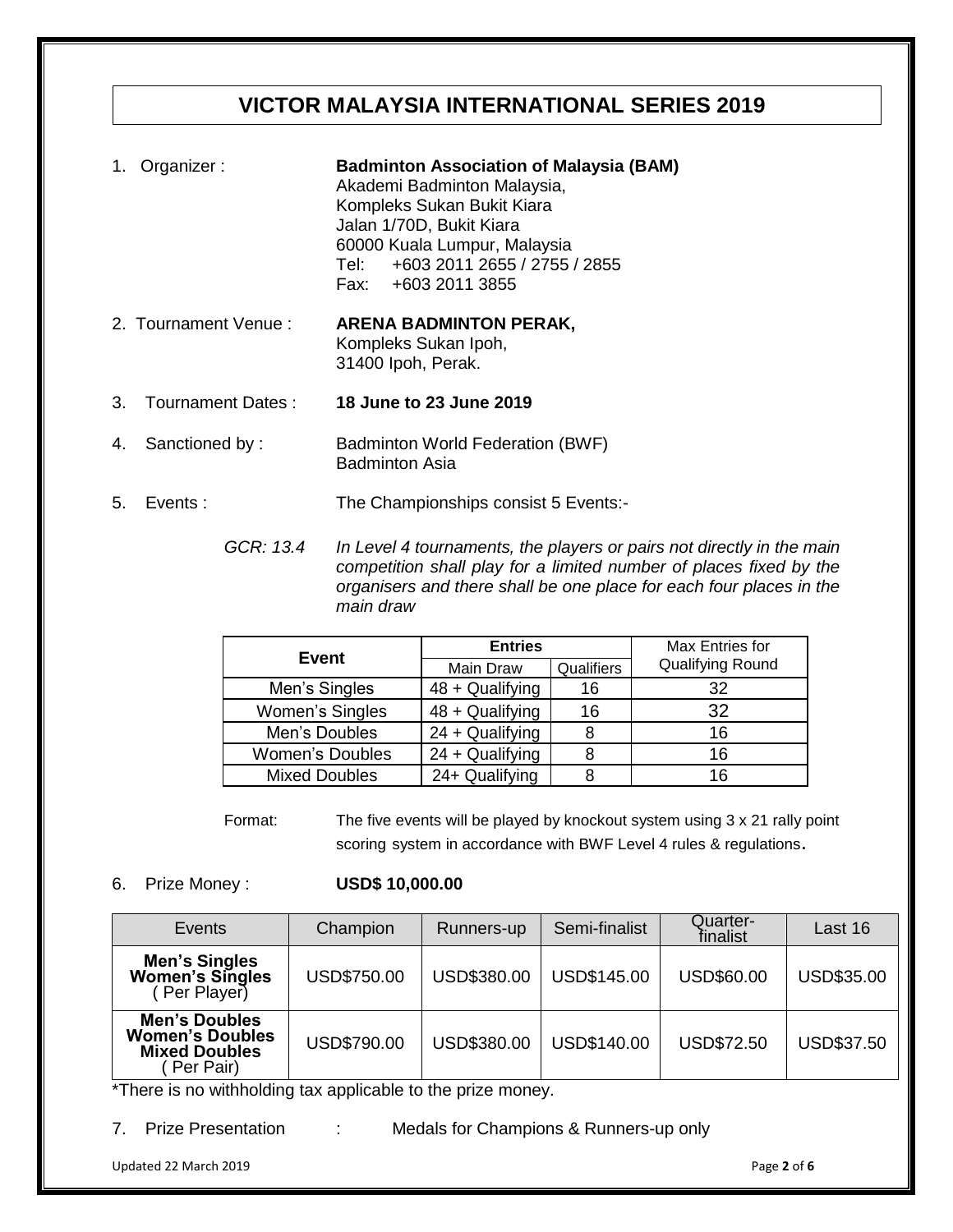# VICTOR MALAYSIA INTERNATIONAL SERIES 2019

1. Organizer : **Badminton Association of Malaysia (BAM)**
   Akademi Badminton Malaysia,
   Kompleks Sukan Bukit Kiara
   Jalan 1/70D, Bukit Kiara
   60000 Kuala Lumpur, Malaysia
   Tel: +603 2011 2655 / 2755 / 2855
   Fax: +603 2011 3855

2. Tournament Venue : **ARENA BADMINTON PERAK,**
   Kompleks Sukan Ipoh,
   31400 Ipoh, Perak.

3. Tournament Dates : **18 June to 23 June 2019**

4. Sanctioned by : Badminton World Federation (BWF)
   Badminton Asia

5. Events : The Championships consist 5 Events:-

   *GCR: 13.4 In Level 4 tournaments, the players or pairs not directly in the main competition shall play for a limited number of places fixed by the organisers and there shall be one place for each four places in the main draw*

| Event | Entries | | Max Entries for Qualifying Round |
|---|---|---|---|
| | Main Draw | Qualifiers | |
| Men's Singles | 48 + Qualifying | 16 | 32 |
| Women's Singles | 48 + Qualifying | 16 | 32 |
| Men's Doubles | 24 + Qualifying | 8 | 16 |
| Women's Doubles | 24 + Qualifying | 8 | 16 |
| Mixed Doubles | 24+ Qualifying | 8 | 16 |

   Format: The five events will be played by knockout system using 3 x 21 rally point scoring system in accordance with BWF Level 4 rules & regulations.

6. Prize Money : **USD$ 10,000.00**

| Events | Champion | Runners-up | Semi-finalist | Quarter-finalist | Last 16 |
|---|---|---|---|---|---|
| **Men's Singles Women's Singles** ( Per Player) | USD$750.00 | USD$380.00 | USD$145.00 | USD$60.00 | USD$35.00 |
| **Men's Doubles Women's Doubles Mixed Doubles** ( Per Pair) | USD$790.00 | USD$380.00 | USD$140.00 | USD$72.50 | USD$37.50 |

\*There is no withholding tax applicable to the prize money.

7. Prize Presentation : Medals for Champions & Runners-up only

Updated 22 March 2019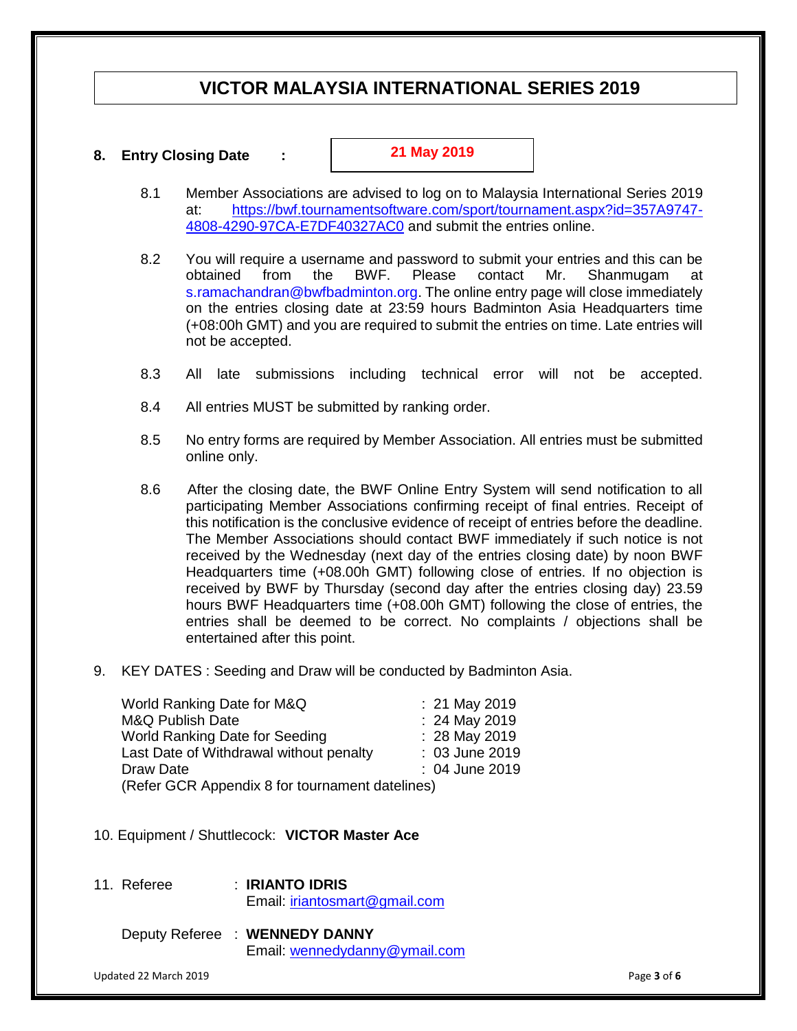# VICTOR MALAYSIA INTERNATIONAL SERIES 2019

**8. Entry Closing Date : 21 May 2019**

8.1 Member Associations are advised to log on to Malaysia International Series 2019 at: https://bwf.tournamentsoftware.com/sport/tournament.aspx?id=357A9747-4808-4290-97CA-E7DF40327AC0 and submit the entries online.

8.2 You will require a username and password to submit your entries and this can be obtained from the BWF. Please contact Mr. Shanmugam at s.ramachandran@bwfbadminton.org. The online entry page will close immediately on the entries closing date at 23:59 hours Badminton Asia Headquarters time (+08:00h GMT) and you are required to submit the entries on time. Late entries will not be accepted.

8.3 All late submissions including technical error will not be accepted.

8.4 All entries MUST be submitted by ranking order.

8.5 No entry forms are required by Member Association. All entries must be submitted online only.

8.6 After the closing date, the BWF Online Entry System will send notification to all participating Member Associations confirming receipt of final entries. Receipt of this notification is the conclusive evidence of receipt of entries before the deadline. The Member Associations should contact BWF immediately if such notice is not received by the Wednesday (next day of the entries closing date) by noon BWF Headquarters time (+08.00h GMT) following close of entries. If no objection is received by BWF by Thursday (second day after the entries closing day) 23.59 hours BWF Headquarters time (+08.00h GMT) following the close of entries, the entries shall be deemed to be correct. No complaints / objections shall be entertained after this point.

9. KEY DATES : Seeding and Draw will be conducted by Badminton Asia.

| | |
|---|---|
| World Ranking Date for M&Q | : 21 May 2019 |
| M&Q Publish Date | : 24 May 2019 |
| World Ranking Date for Seeding | : 28 May 2019 |
| Last Date of Withdrawal without penalty | : 03 June 2019 |
| Draw Date | : 04 June 2019 |

(Refer GCR Appendix 8 for tournament datelines)

10. Equipment / Shuttlecock: **VICTOR Master Ace**

11. Referee : **IRIANTO IDRIS**
Email: iriantosmart@gmail.com

Deputy Referee : **WENNEDY DANNY**
Email: wennedydanny@ymail.com

Updated 22 March 2019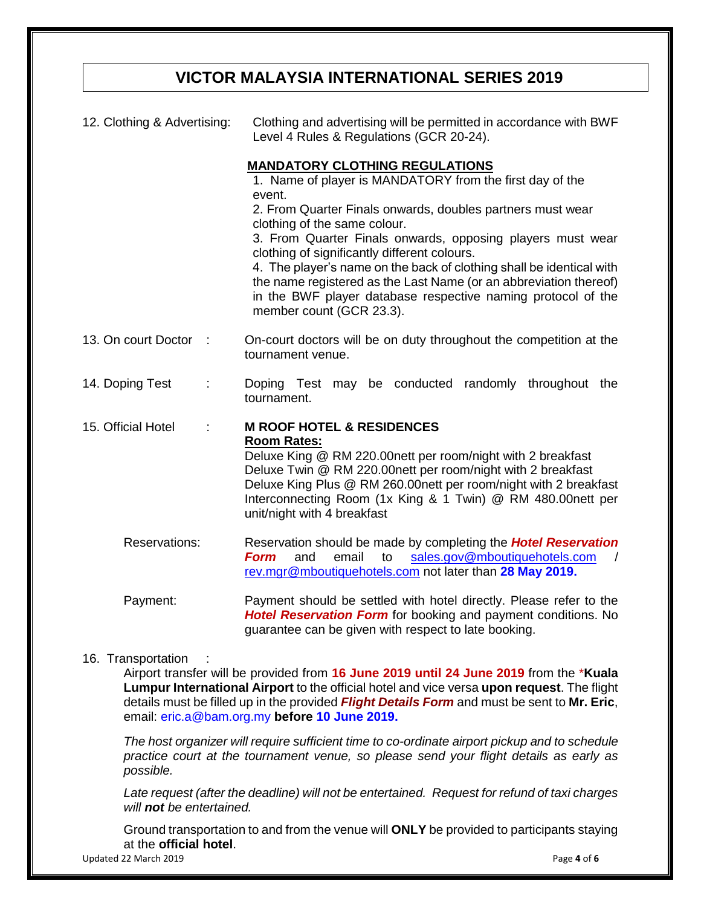# VICTOR MALAYSIA INTERNATIONAL SERIES 2019

12. Clothing & Advertising: Clothing and advertising will be permitted in accordance with BWF Level 4 Rules & Regulations (GCR 20-24).

**MANDATORY CLOTHING REGULATIONS**

1. Name of player is MANDATORY from the first day of the event.
2. From Quarter Finals onwards, doubles partners must wear clothing of the same colour.
3. From Quarter Finals onwards, opposing players must wear clothing of significantly different colours.
4. The player's name on the back of clothing shall be identical with the name registered as the Last Name (or an abbreviation thereof) in the BWF player database respective naming protocol of the member count (GCR 23.3).

13. On court Doctor : On-court doctors will be on duty throughout the competition at the tournament venue.

14. Doping Test : Doping Test may be conducted randomly throughout the tournament.

15. Official Hotel : **M ROOF HOTEL & RESIDENCES**

**Room Rates:**

Deluxe King @ RM 220.00nett per room/night with 2 breakfast
Deluxe Twin @ RM 220.00nett per room/night with 2 breakfast
Deluxe King Plus @ RM 260.00nett per room/night with 2 breakfast
Interconnecting Room (1x King & 1 Twin) @ RM 480.00nett per unit/night with 4 breakfast

Reservations: Reservation should be made by completing the ***Hotel Reservation Form*** and email to sales.gov@mboutiquehotels.com / rev.mgr@mboutiquehotels.com not later than **28 May 2019.**

Payment: Payment should be settled with hotel directly. Please refer to the ***Hotel Reservation Form*** for booking and payment conditions. No guarantee can be given with respect to late booking.

16. Transportation :

Airport transfer will be provided from **16 June 2019 until 24 June 2019** from the ***Kuala Lumpur International Airport** to the official hotel and vice versa **upon request**. The flight details must be filled up in the provided ***Flight Details Form*** and must be sent to **Mr. Eric**, email: eric.a@bam.org.my **before 10 June 2019.**

*The host organizer will require sufficient time to co-ordinate airport pickup and to schedule practice court at the tournament venue, so please send your flight details as early as possible.*

*Late request (after the deadline) will not be entertained. Request for refund of taxi charges will **not** be entertained.*

Ground transportation to and from the venue will **ONLY** be provided to participants staying at the **official hotel**.

Updated 22 March 2019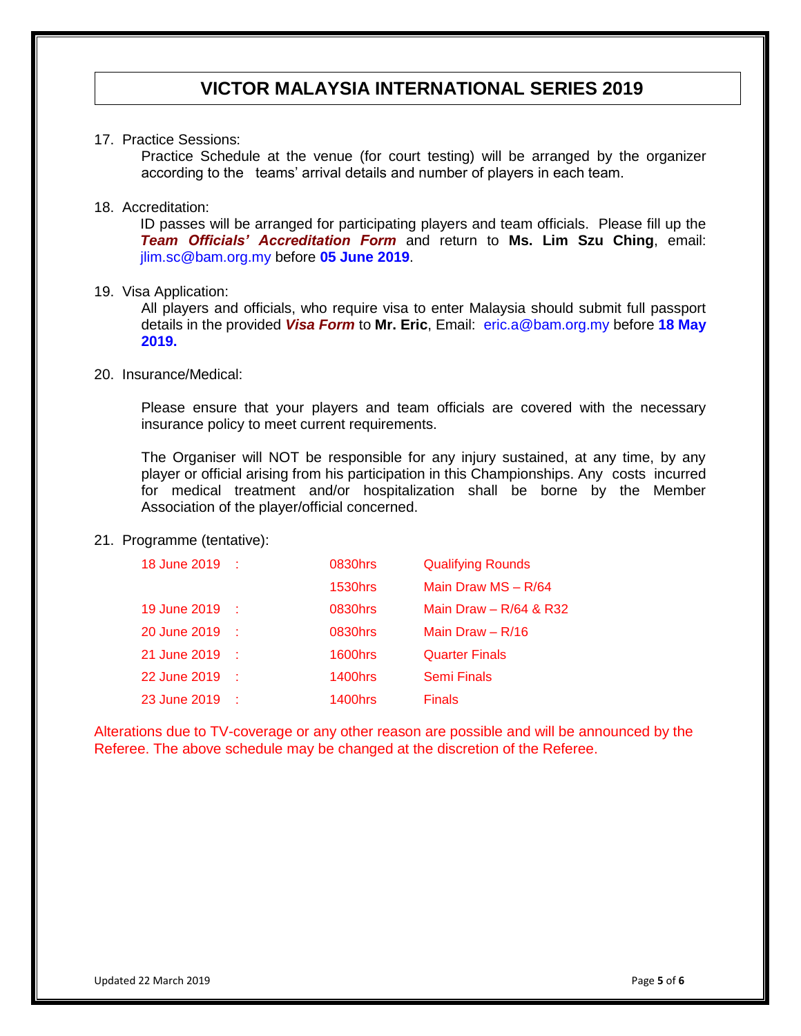# VICTOR MALAYSIA INTERNATIONAL SERIES 2019

17. Practice Sessions:

    Practice Schedule at the venue (for court testing) will be arranged by the organizer according to the teams' arrival details and number of players in each team.

18. Accreditation:

    ID passes will be arranged for participating players and team officials. Please fill up the ***Team Officials' Accreditation Form*** and return to **Ms. Lim Szu Ching**, email: jlim.sc@bam.org.my before **05 June 2019**.

19. Visa Application:

    All players and officials, who require visa to enter Malaysia should submit full passport details in the provided ***Visa Form*** to **Mr. Eric**, Email: eric.a@bam.org.my before **18 May 2019.**

20. Insurance/Medical:

    Please ensure that your players and team officials are covered with the necessary insurance policy to meet current requirements.

    The Organiser will NOT be responsible for any injury sustained, at any time, by any player or official arising from his participation in this Championships. Any costs incurred for medical treatment and/or hospitalization shall be borne by the Member Association of the player/official concerned.

21. Programme (tentative):

| | | |
|---|---|---|
| 18 June 2019 : | 0830hrs | Qualifying Rounds |
| | 1530hrs | Main Draw MS – R/64 |
| 19 June 2019 : | 0830hrs | Main Draw – R/64 & R32 |
| 20 June 2019 : | 0830hrs | Main Draw – R/16 |
| 21 June 2019 : | 1600hrs | Quarter Finals |
| 22 June 2019 : | 1400hrs | Semi Finals |
| 23 June 2019 : | 1400hrs | Finals |

Alterations due to TV-coverage or any other reason are possible and will be announced by the Referee. The above schedule may be changed at the discretion of the Referee.

Updated 22 March 2019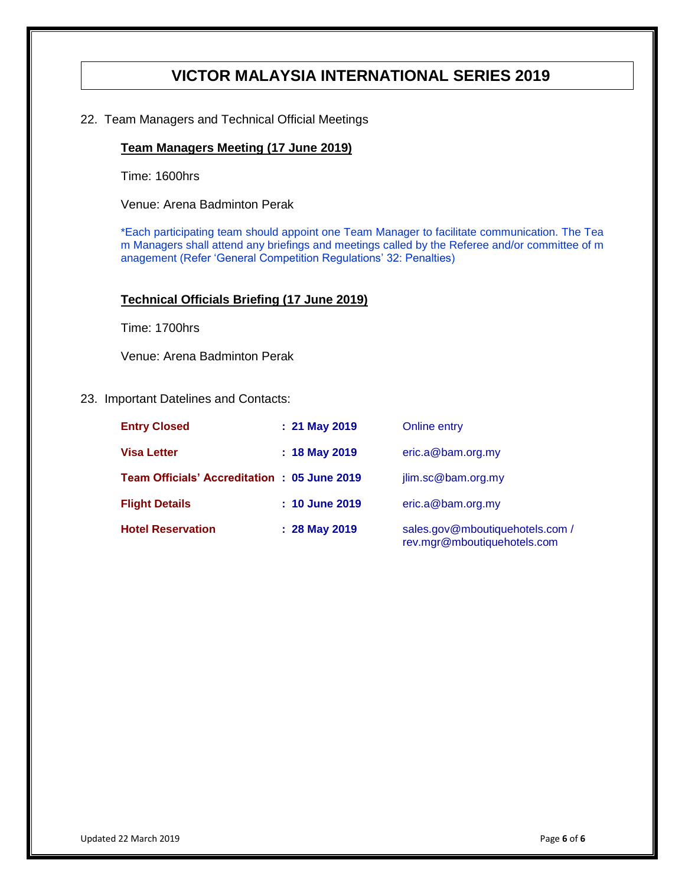# VICTOR MALAYSIA INTERNATIONAL SERIES 2019

22. Team Managers and Technical Official Meetings

**Team Managers Meeting (17 June 2019)**

Time: 1600hrs

Venue: Arena Badminton Perak

*Each participating team should appoint one Team Manager to facilitate communication. The Team Managers shall attend any briefings and meetings called by the Referee and/or committee of management (Refer 'General Competition Regulations' 32: Penalties)

**Technical Officials Briefing (17 June 2019)**

Time: 1700hrs

Venue: Arena Badminton Perak

23. Important Datelines and Contacts:

| | | |
|---|---|---|
| **Entry Closed** | **: 21 May 2019** | Online entry |
| **Visa Letter** | **: 18 May 2019** | eric.a@bam.org.my |
| **Team Officials' Accreditation** | **: 05 June 2019** | jlim.sc@bam.org.my |
| **Flight Details** | **: 10 June 2019** | eric.a@bam.org.my |
| **Hotel Reservation** | **: 28 May 2019** | sales.gov@mboutiquehotels.com / rev.mgr@mboutiquehotels.com |

Updated 22 March 2019